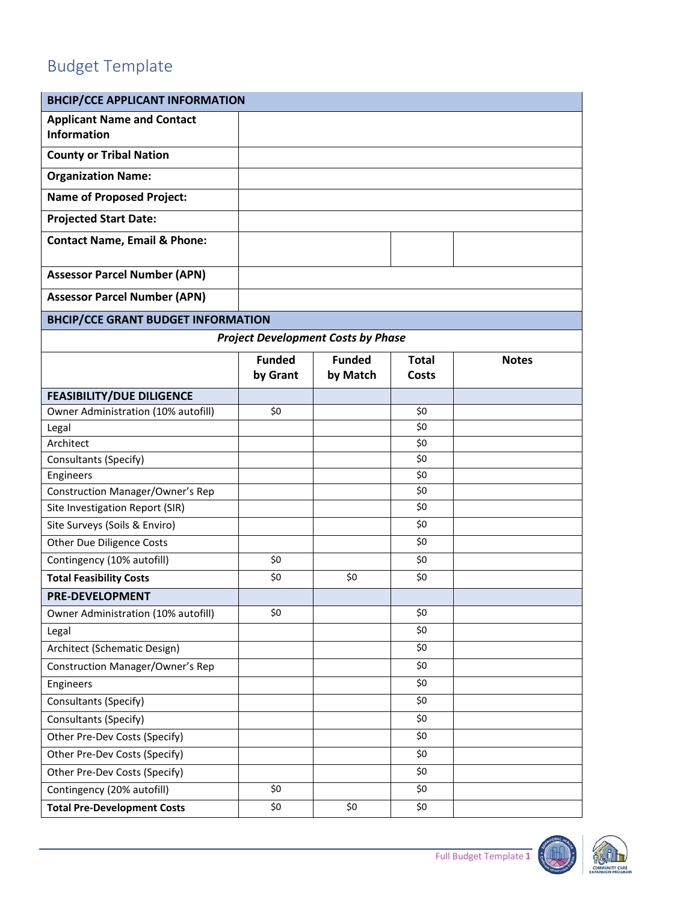## Budget Template

| BHCIP/CCE APPLICANT INFORMATION | | | | |
|---|---|---|---|---|
| **Applicant Name and Contact Information** | | | | |
| **County or Tribal Nation** | | | | |
| **Organization Name:** | | | | |
| **Name of Proposed Project:** | | | | |
| **Projected Start Date:** | | | | |
| **Contact Name, Email & Phone:** | | | | |
| **Assessor Parcel Number (APN)** | | | | |
| **Assessor Parcel Number (APN)** | | | | |
| **BHCIP/CCE GRANT BUDGET INFORMATION** | | | | |
| ***Project Development Costs by Phase*** | | | | |
| | **Funded by Grant** | **Funded by Match** | **Total Costs** | **Notes** |
| **FEASIBILITY/DUE DILIGENCE** | | | | |
| Owner Administration (10% autofill) | $0 | | $0 | |
| Legal | | | $0 | |
| Architect | | | $0 | |
| Consultants (Specify) | | | $0 | |
| Engineers | | | $0 | |
| Construction Manager/Owner's Rep | | | $0 | |
| Site Investigation Report (SIR) | | | $0 | |
| Site Surveys (Soils & Enviro) | | | $0 | |
| Other Due Diligence Costs | | | $0 | |
| Contingency (10% autofill) | $0 | | $0 | |
| **Total Feasibility Costs** | $0 | $0 | $0 | |
| **PRE-DEVELOPMENT** | | | | |
| Owner Administration (10% autofill) | $0 | | $0 | |
| Legal | | | $0 | |
| Architect (Schematic Design) | | | $0 | |
| Construction Manager/Owner's Rep | | | $0 | |
| Engineers | | | $0 | |
| Consultants (Specify) | | | $0 | |
| Consultants (Specify) | | | $0 | |
| Other Pre-Dev Costs (Specify) | | | $0 | |
| Other Pre-Dev Costs (Specify) | | | $0 | |
| Other Pre-Dev Costs (Specify) | | | $0 | |
| Contingency (20% autofill) | $0 | | $0 | |
| **Total Pre-Development Costs** | $0 | $0 | $0 | |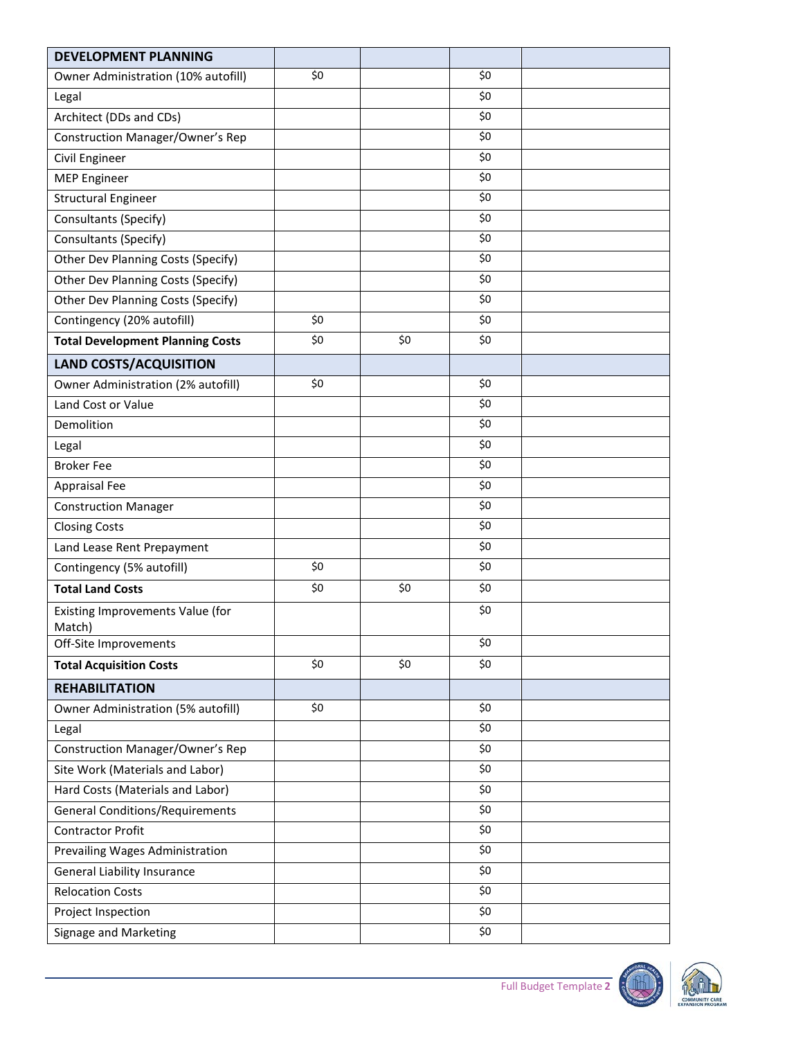| DEVELOPMENT PLANNING | | | | |
|---|---|---|---|---|
| Owner Administration (10% autofill) | $0 | | $0 | |
| Legal | | | $0 | |
| Architect (DDs and CDs) | | | $0 | |
| Construction Manager/Owner's Rep | | | $0 | |
| Civil Engineer | | | $0 | |
| MEP Engineer | | | $0 | |
| Structural Engineer | | | $0 | |
| Consultants (Specify) | | | $0 | |
| Consultants (Specify) | | | $0 | |
| Other Dev Planning Costs (Specify) | | | $0 | |
| Other Dev Planning Costs (Specify) | | | $0 | |
| Other Dev Planning Costs (Specify) | | | $0 | |
| Contingency (20% autofill) | $0 | | $0 | |
| **Total Development Planning Costs** | $0 | $0 | $0 | |
| **LAND COSTS/ACQUISITION** | | | | |
| Owner Administration (2% autofill) | $0 | | $0 | |
| Land Cost or Value | | | $0 | |
| Demolition | | | $0 | |
| Legal | | | $0 | |
| Broker Fee | | | $0 | |
| Appraisal Fee | | | $0 | |
| Construction Manager | | | $0 | |
| Closing Costs | | | $0 | |
| Land Lease Rent Prepayment | | | $0 | |
| Contingency (5% autofill) | $0 | | $0 | |
| **Total Land Costs** | $0 | $0 | $0 | |
| Existing Improvements Value (for Match) | | | $0 | |
| Off-Site Improvements | | | $0 | |
| **Total Acquisition Costs** | $0 | $0 | $0 | |
| **REHABILITATION** | | | | |
| Owner Administration (5% autofill) | $0 | | $0 | |
| Legal | | | $0 | |
| Construction Manager/Owner's Rep | | | $0 | |
| Site Work (Materials and Labor) | | | $0 | |
| Hard Costs (Materials and Labor) | | | $0 | |
| General Conditions/Requirements | | | $0 | |
| Contractor Profit | | | $0 | |
| Prevailing Wages Administration | | | $0 | |
| General Liability Insurance | | | $0 | |
| Relocation Costs | | | $0 | |
| Project Inspection | | | $0 | |
| Signage and Marketing | | | $0 | |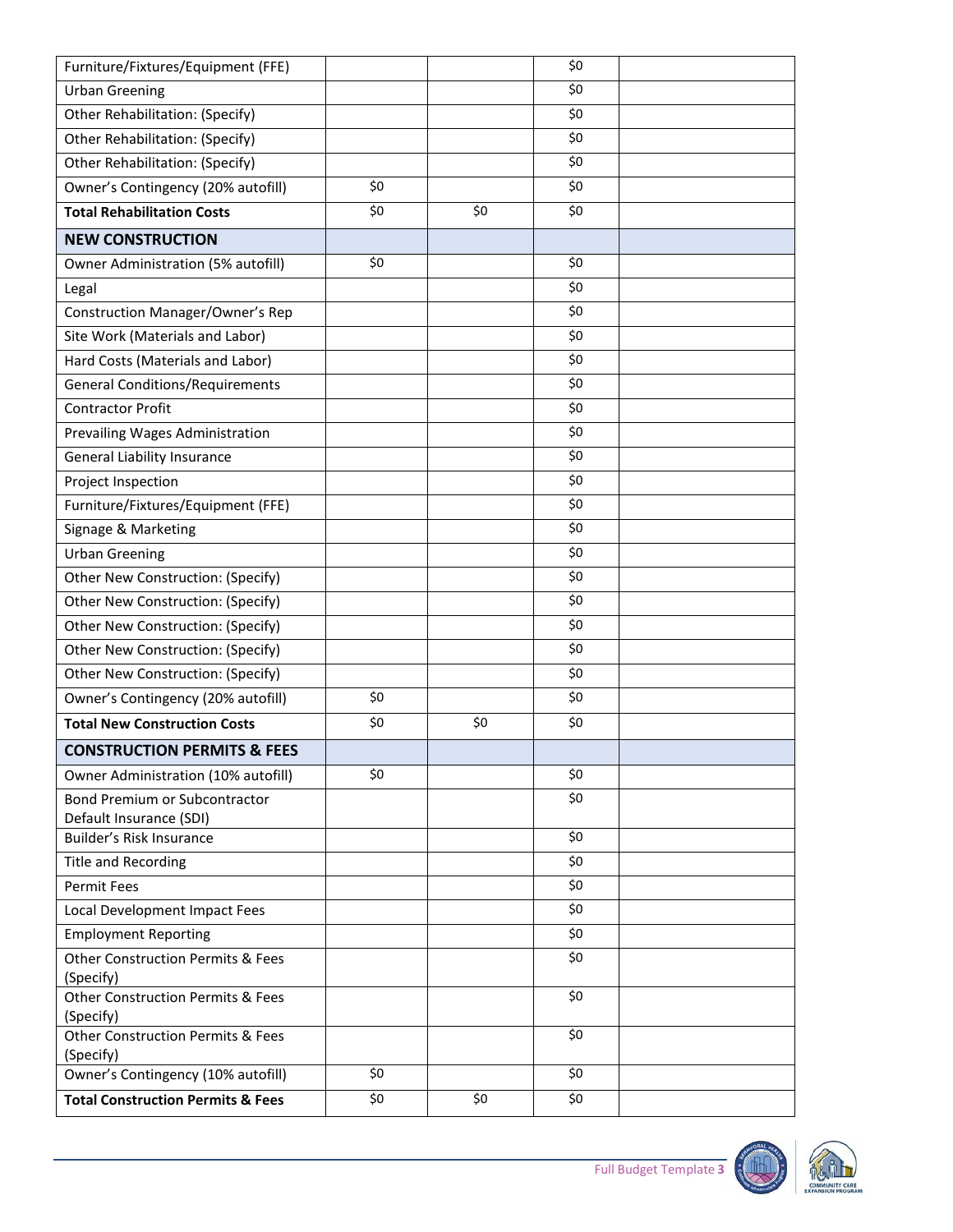| | | | | |
|---|---|---|---|---|
| Furniture/Fixtures/Equipment (FFE) | | | $0 | |
| Urban Greening | | | $0 | |
| Other Rehabilitation: (Specify) | | | $0 | |
| Other Rehabilitation: (Specify) | | | $0 | |
| Other Rehabilitation: (Specify) | | | $0 | |
| Owner's Contingency (20% autofill) | $0 | | $0 | |
| **Total Rehabilitation Costs** | $0 | $0 | $0 | |
| **NEW CONSTRUCTION** | | | | |
| Owner Administration (5% autofill) | $0 | | $0 | |
| Legal | | | $0 | |
| Construction Manager/Owner's Rep | | | $0 | |
| Site Work (Materials and Labor) | | | $0 | |
| Hard Costs (Materials and Labor) | | | $0 | |
| General Conditions/Requirements | | | $0 | |
| Contractor Profit | | | $0 | |
| Prevailing Wages Administration | | | $0 | |
| General Liability Insurance | | | $0 | |
| Project Inspection | | | $0 | |
| Furniture/Fixtures/Equipment (FFE) | | | $0 | |
| Signage & Marketing | | | $0 | |
| Urban Greening | | | $0 | |
| Other New Construction: (Specify) | | | $0 | |
| Other New Construction: (Specify) | | | $0 | |
| Other New Construction: (Specify) | | | $0 | |
| Other New Construction: (Specify) | | | $0 | |
| Other New Construction: (Specify) | | | $0 | |
| Owner's Contingency (20% autofill) | $0 | | $0 | |
| **Total New Construction Costs** | $0 | $0 | $0 | |
| **CONSTRUCTION PERMITS & FEES** | | | | |
| Owner Administration (10% autofill) | $0 | | $0 | |
| Bond Premium or Subcontractor Default Insurance (SDI) | | | $0 | |
| Builder's Risk Insurance | | | $0 | |
| Title and Recording | | | $0 | |
| Permit Fees | | | $0 | |
| Local Development Impact Fees | | | $0 | |
| Employment Reporting | | | $0 | |
| Other Construction Permits & Fees (Specify) | | | $0 | |
| Other Construction Permits & Fees (Specify) | | | $0 | |
| Other Construction Permits & Fees (Specify) | | | $0 | |
| Owner's Contingency (10% autofill) | $0 | | $0 | |
| **Total Construction Permits & Fees** | $0 | $0 | $0 | |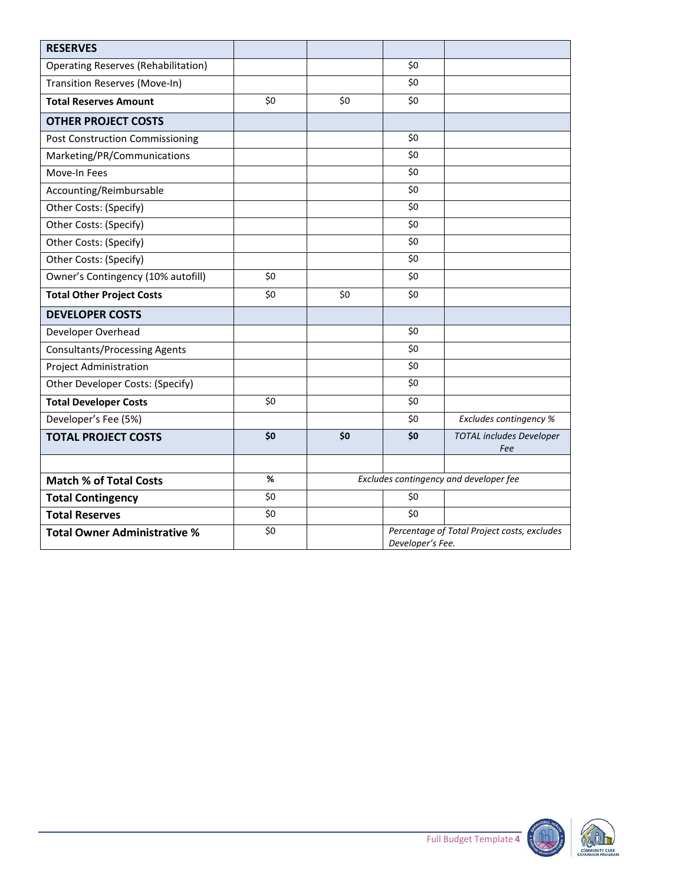| | | | | |
|---|---|---|---|---|
| **RESERVES** | | | | |
| Operating Reserves (Rehabilitation) | | | $0 | |
| Transition Reserves (Move-In) | | | $0 | |
| **Total Reserves Amount** | $0 | $0 | $0 | |
| **OTHER PROJECT COSTS** | | | | |
| Post Construction Commissioning | | | $0 | |
| Marketing/PR/Communications | | | $0 | |
| Move-In Fees | | | $0 | |
| Accounting/Reimbursable | | | $0 | |
| Other Costs: (Specify) | | | $0 | |
| Other Costs: (Specify) | | | $0 | |
| Other Costs: (Specify) | | | $0 | |
| Other Costs: (Specify) | | | $0 | |
| Owner's Contingency (10% autofill) | $0 | | $0 | |
| **Total Other Project Costs** | $0 | $0 | $0 | |
| **DEVELOPER COSTS** | | | | |
| Developer Overhead | | | $0 | |
| Consultants/Processing Agents | | | $0 | |
| Project Administration | | | $0 | |
| Other Developer Costs: (Specify) | | | $0 | |
| **Total Developer Costs** | $0 | | $0 | |
| Developer's Fee (5%) | | | $0 | *Excludes contingency %* |
| **TOTAL PROJECT COSTS** | **$0** | **$0** | **$0** | *TOTAL includes Developer Fee* |
| | | | | |
| **Match % of Total Costs** | **%** | *Excludes contingency and developer fee* | | |
| **Total Contingency** | $0 | | $0 | |
| **Total Reserves** | $0 | | $0 | |
| **Total Owner Administrative %** | $0 | | *Percentage of Total Project costs, excludes Developer's Fee.* | |